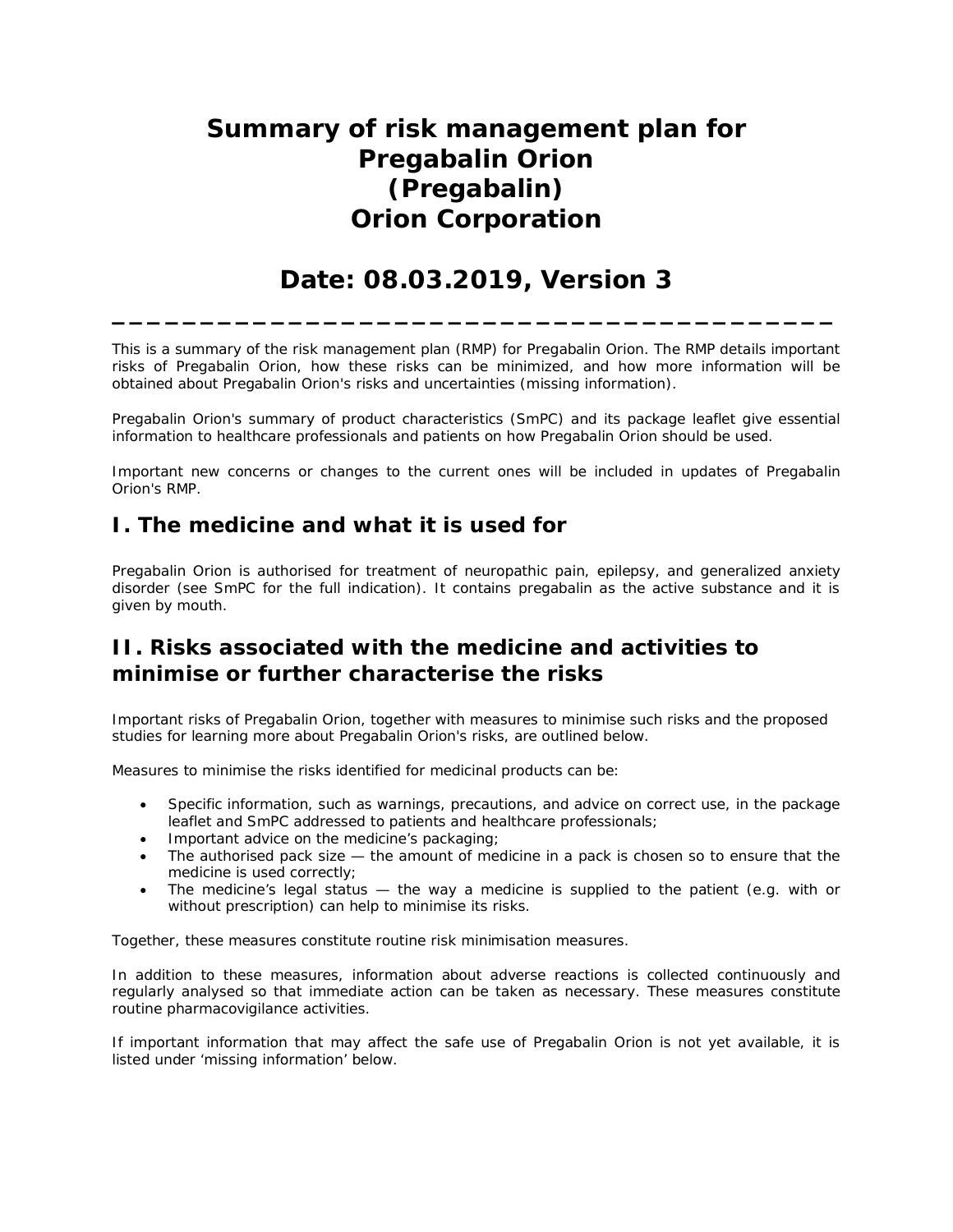# Summary of risk management plan for Pregabalin Orion (Pregabalin) Orion Corporation

# Date: 08.03.2019, Version 3

---

This is a summary of the risk management plan (RMP) for Pregabalin Orion. The RMP details important risks of Pregabalin Orion, how these risks can be minimized, and how more information will be obtained about Pregabalin Orion's risks and uncertainties (missing information).

Pregabalin Orion's summary of product characteristics (SmPC) and its package leaflet give essential information to healthcare professionals and patients on how Pregabalin Orion should be used.

Important new concerns or changes to the current ones will be included in updates of Pregabalin Orion's RMP.

## I. The medicine and what it is used for

Pregabalin Orion is authorised for treatment of neuropathic pain, epilepsy, and generalized anxiety disorder (see SmPC for the full indication). It contains pregabalin as the active substance and it is given by mouth.

## II. Risks associated with the medicine and activities to minimise or further characterise the risks

Important risks of Pregabalin Orion, together with measures to minimise such risks and the proposed studies for learning more about Pregabalin Orion's risks, are outlined below.

Measures to minimise the risks identified for medicinal products can be:

- Specific information, such as warnings, precautions, and advice on correct use, in the package leaflet and SmPC addressed to patients and healthcare professionals;
- Important advice on the medicine's packaging;
- The authorised pack size — the amount of medicine in a pack is chosen so to ensure that the medicine is used correctly;
- The medicine's legal status — the way a medicine is supplied to the patient (e.g. with or without prescription) can help to minimise its risks.

Together, these measures constitute routine risk minimisation measures.

In addition to these measures, information about adverse reactions is collected continuously and regularly analysed so that immediate action can be taken as necessary. These measures constitute routine pharmacovigilance activities.

If important information that may affect the safe use of Pregabalin Orion is not yet available, it is listed under 'missing information' below.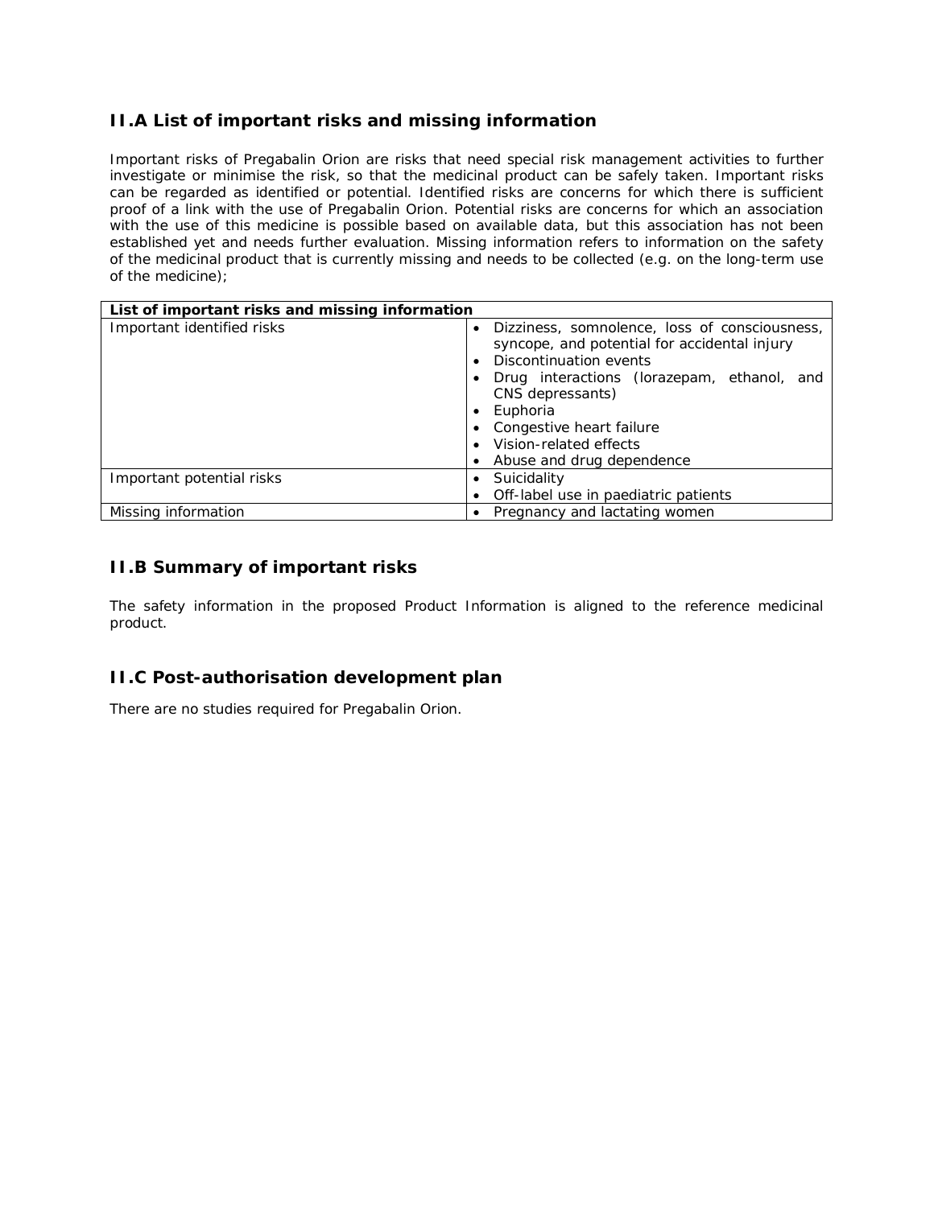## II.A List of important risks and missing information

Important risks of Pregabalin Orion are risks that need special risk management activities to further investigate or minimise the risk, so that the medicinal product can be safely taken. Important risks can be regarded as identified or potential. Identified risks are concerns for which there is sufficient proof of a link with the use of Pregabalin Orion. Potential risks are concerns for which an association with the use of this medicine is possible based on available data, but this association has not been established yet and needs further evaluation. Missing information refers to information on the safety of the medicinal product that is currently missing and needs to be collected (e.g. on the long-term use of the medicine);

| **List of important risks and missing information** | |
|---|---|
| Important identified risks | • Dizziness, somnolence, loss of consciousness, syncope, and potential for accidental injury<br>• Discontinuation events<br>• Drug interactions (lorazepam, ethanol, and CNS depressants)<br>• Euphoria<br>• Congestive heart failure<br>• Vision-related effects<br>• Abuse and drug dependence |
| Important potential risks | • Suicidality<br>• Off-label use in paediatric patients |
| Missing information | • Pregnancy and lactating women |

## II.B Summary of important risks

The safety information in the proposed Product Information is aligned to the reference medicinal product.

## II.C Post-authorisation development plan

There are no studies required for Pregabalin Orion.